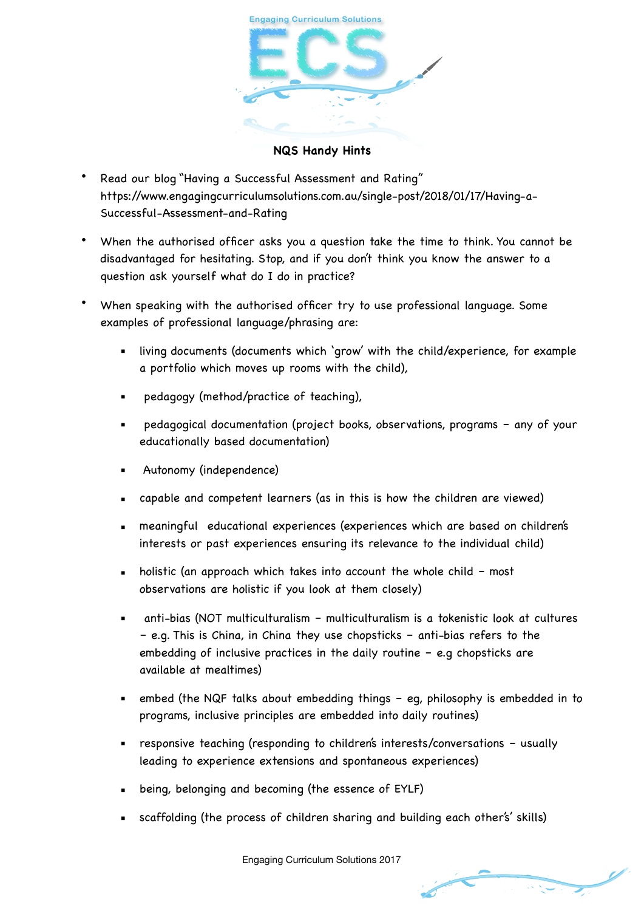Engaging Curriculum Solutions

ECS

## NQS Handy Hints

- Read our blog "Having a Successful Assessment and Rating" https://www.engagingcurriculumsolutions.com.au/single-post/2018/01/17/Having-a-Successful-Assessment-and-Rating

- When the authorised officer asks you a question take the time to think. You cannot be disadvantaged for hesitating. Stop, and if you don't think you know the answer to a question ask yourself what do I do in practice?

- When speaking with the authorised officer try to use professional language. Some examples of professional language/phrasing are:

    - living documents (documents which 'grow' with the child/experience, for example a portfolio which moves up rooms with the child),
    - pedagogy (method/practice of teaching),
    - pedagogical documentation (project books, observations, programs - any of your educationally based documentation)
    - Autonomy (independence)
    - capable and competent learners (as in this is how the children are viewed)
    - meaningful educational experiences (experiences which are based on children's interests or past experiences ensuring its relevance to the individual child)
    - holistic (an approach which takes into account the whole child - most observations are holistic if you look at them closely)
    - anti-bias (NOT multiculturalism - multiculturalism is a tokenistic look at cultures - e.g. This is China, in China they use chopsticks - anti-bias refers to the embedding of inclusive practices in the daily routine - e.g chopsticks are available at mealtimes)
    - embed (the NQF talks about embedding things - eg, philosophy is embedded in to programs, inclusive principles are embedded into daily routines)
    - responsive teaching (responding to children's interests/conversations - usually leading to experience extensions and spontaneous experiences)
    - being, belonging and becoming (the essence of EYLF)
    - scaffolding (the process of children sharing and building each other's' skills)

Engaging Curriculum Solutions 2017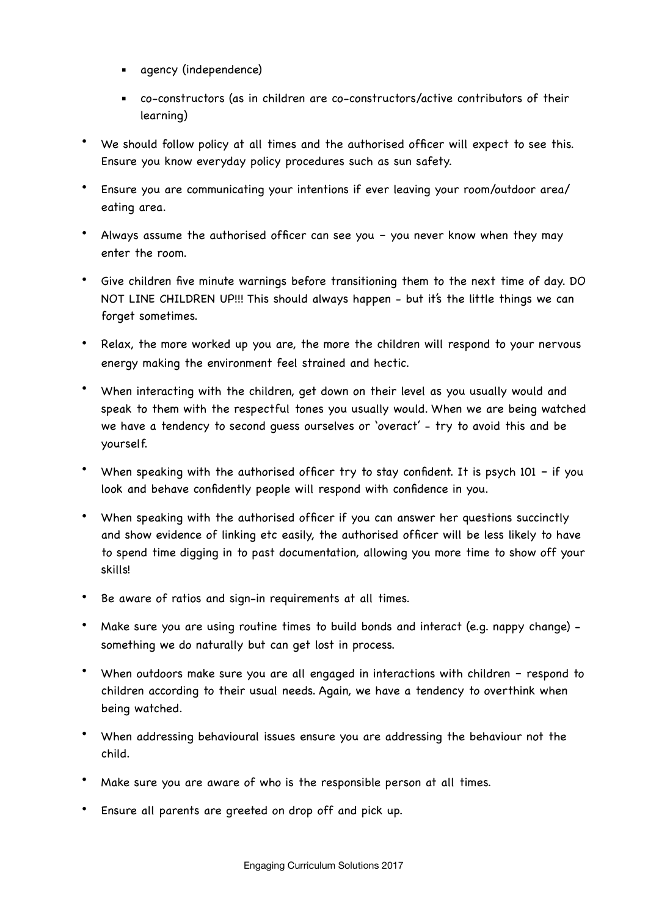- agency (independence)
    - co-constructors (as in children are co-constructors/active contributors of their learning)

- We should follow policy at all times and the authorised officer will expect to see this. Ensure you know everyday policy procedures such as sun safety.
- Ensure you are communicating your intentions if ever leaving your room/outdoor area/ eating area.
- Always assume the authorised officer can see you – you never know when they may enter the room.
- Give children five minute warnings before transitioning them to the next time of day. DO NOT LINE CHILDREN UP!!! This should always happen - but it's the little things we can forget sometimes.
- Relax, the more worked up you are, the more the children will respond to your nervous energy making the environment feel strained and hectic.
- When interacting with the children, get down on their level as you usually would and speak to them with the respectful tones you usually would. When we are being watched we have a tendency to second guess ourselves or 'overact' - try to avoid this and be yourself.
- When speaking with the authorised officer try to stay confident. It is psych 101 – if you look and behave confidently people will respond with confidence in you.
- When speaking with the authorised officer if you can answer her questions succinctly and show evidence of linking etc easily, the authorised officer will be less likely to have to spend time digging in to past documentation, allowing you more time to show off your skills!
- Be aware of ratios and sign-in requirements at all times.
- Make sure you are using routine times to build bonds and interact (e.g. nappy change) - something we do naturally but can get lost in process.
- When outdoors make sure you are all engaged in interactions with children – respond to children according to their usual needs. Again, we have a tendency to overthink when being watched.
- When addressing behavioural issues ensure you are addressing the behaviour not the child.
- Make sure you are aware of who is the responsible person at all times.
- Ensure all parents are greeted on drop off and pick up.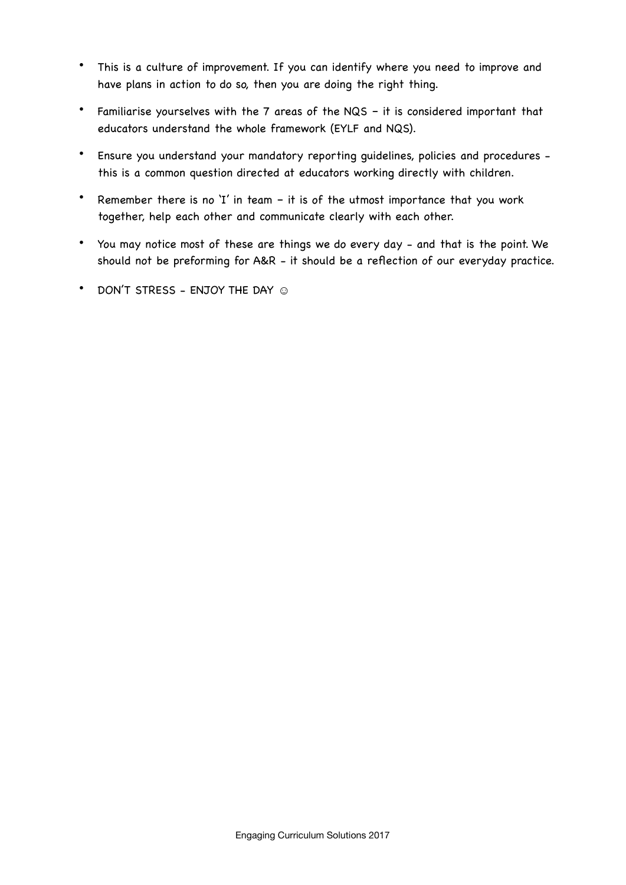- This is a culture of improvement. If you can identify where you need to improve and have plans in action to do so, then you are doing the right thing.
- Familiarise yourselves with the 7 areas of the NQS – it is considered important that educators understand the whole framework (EYLF and NQS).
- Ensure you understand your mandatory reporting guidelines, policies and procedures - this is a common question directed at educators working directly with children.
- Remember there is no 'I' in team – it is of the utmost importance that you work together, help each other and communicate clearly with each other.
- You may notice most of these are things we do every day - and that is the point. We should not be preforming for A&R - it should be a reflection of our everyday practice.
- DON'T STRESS - ENJOY THE DAY ☺